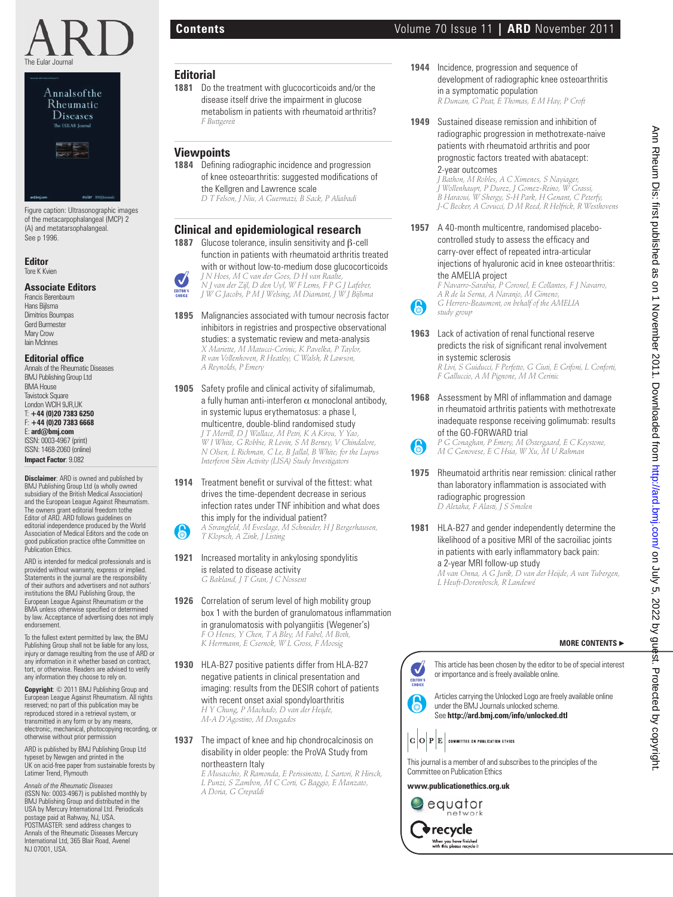# ARD

The Eular Journal

Figure caption: Ultrasonographic images of the metacarpophalangeal (MCP) 2 (A) and metatarsophalangeal. See p 1996.

**Editor**
Tore K Kvien

**Associate Editors**
Francis Berenbaum
Hans Bijlsma
Dimitrios Boumpas
Gerd Burmester
Mary Crow
Iain McInnes

**Editorial office**
Annals of the Rheumatic Diseases
BMJ Publishing Group Ltd
BMA House
Tavistock Square
London WCIH 9JR,UK
T: **+44 (0)20 7383 6250**
F: **+44 (0)20 7383 6668**
E: **ard@bmj.com**
ISSN: 0003-4967 (print)
ISSN: 1468-2060 (online)
**Impact Factor**: 9.082

**Disclaimer**: ARD is owned and published by BMJ Publishing Group Ltd (a wholly owned subsidiary of the British Medical Association) and the European League Against Rheumatism. The owners grant editorial freedom tothe Editor of ARD. ARD follows guidelines on editorial independence produced by the World Association of Medical Editors and the code on good publication practice ofthe Committee on Publication Ethics.

ARD is intended for medical professionals and is provided without warranty, express or implied. Statements in the journal are the responsibility of their authors and advertisers and not authors' institutions the BMJ Publishing Group, the European League Against Rheumatism or the BMA unless otherwise specified or determined by law. Acceptance of advertising does not imply endorsement.

To the fullest extent permitted by law, the BMJ Publishing Group shall not be liable for any loss, injury or damage resulting from the use of ARD or any information in it whether based on contract, tort, or otherwise. Readers are advised to verify any information they choose to rely on.

**Copyright**: © 2011 BMJ Publishing Group and European League Against Rheumatism. All rights reserved; no part of this publication may be reproduced stored in a retrieval system, or transmitted in any form or by any means, electronic, mechanical, photocopying recording, or otherwise without prior permission

ARD is published by BMJ Publishing Group Ltd typeset by Newgen and printed in the UK on acid-free paper from sustainable forests by Latimer Trend, Plymouth

*Annals of the Rheumatic Diseases* (ISSN No: 0003-4967) is published monthly by BMJ Publishing Group and distributed in the USA by Mercury International Ltd. Periodicals postage paid at Rahway, NJ, USA. POSTMASTER: send address changes to Annals of the Rheumatic Diseases Mercury International Ltd, 365 Blair Road, Avenel NJ 07001, USA.

## Contents

### Editorial

**1881** Do the treatment with glucocorticoids and/or the disease itself drive the impairment in glucose metabolism in patients with rheumatoid arthritis?
*F Buttgereit*

### Viewpoints

**1884** Defining radiographic incidence and progression of knee osteoarthritis: suggested modifications of the Kellgren and Lawrence scale
*D T Felson, J Niu, A Guermazi, B Sack, P Aliabadi*

### Clinical and epidemiological research

**1887** Glucose tolerance, insulin sensitivity and β-cell function in patients with rheumatoid arthritis treated with or without low-to-medium dose glucocorticoids (EDITOR'S CHOICE)
*J N Hoes, M C van der Goes, D H van Raalte, N J van der Zijl, D den Uyl, W F Lems, F P G J Lafeber, J W G Jacobs, P M J Welsing, M Diamant, J W J Bijlsma*

**1895** Malignancies associated with tumour necrosis factor inhibitors in registries and prospective observational studies: a systematic review and meta-analysis
*X Mariette, M Matucci-Cerinic, K Pavelka, P Taylor, R van Vollenhoven, R Heatley, C Walsh, R Lawson, A Reynolds, P Emery*

**1905** Safety profile and clinical activity of sifalimumab, a fully human anti-interferon α monoclonal antibody, in systemic lupus erythematosus: a phase I, multicentre, double-blind randomised study
*J T Merrill, D J Wallace, M Petri, K A Kirou, Y Yao, W I White, G Robbie, R Levin, S M Berney, V Chindalore, N Olsen, L Richman, C Le, B Jallal, B White; for the Lupus Interferon Skin Activity (LISA) Study Investigators*

**1914** Treatment benefit or survival of the fittest: what drives the time-dependent decrease in serious infection rates under TNF inhibition and what does this imply for the individual patient? (Unlocked)
*A Strangfeld, M Eveslage, M Schneider, H J Bergerhausen, T Klopsch, A Zink, J Listing*

**1921** Increased mortality in ankylosing spondylitis is related to disease activity
*G Bakland, J T Gran, J C Nossent*

**1926** Correlation of serum level of high mobility group box 1 with the burden of granulomatous inflammation in granulomatosis with polyangiitis (Wegener's)
*F O Henes, Y Chen, T A Bley, M Fabel, M Both, K Herrmann, E Csernok, W L Gross, F Moosig*

**1930** HLA-B27 positive patients differ from HLA-B27 negative patients in clinical presentation and imaging: results from the DESIR cohort of patients with recent onset axial spondyloarthritis
*H Y Chung, P Machado, D van der Heijde, M-A D'Agostino, M Dougados*

**1937** The impact of knee and hip chondrocalcinosis on disability in older people: the ProVA Study from northeastern Italy
*E Musacchio, R Ramonda, E Perissinotto, L Sartori, R Hirsch, L Punzi, S Zambon, M C Corti, G Baggio, E Manzato, A Doria, G Crepaldi*

**1944** Incidence, progression and sequence of development of radiographic knee osteoarthritis in a symptomatic population
*R Duncan, G Peat, E Thomas, E M Hay, P Croft*

**1949** Sustained disease remission and inhibition of radiographic progression in methotrexate-naive patients with rheumatoid arthritis and poor prognostic factors treated with abatacept: 2-year outcomes
*J Bathon, M Robles, A C Ximenes, S Nayiager, J Wollenhaupt, P Durez, J Gomez-Reino, W Grassi, B Haraoui, W Shergy, S-H Park, H Genant, C Peterfy, J-C Becker, A Covucci, D M Reed, R Helfrick, R Westhovens*

**1957** A 40-month multicentre, randomised placebo-controlled study to assess the efficacy and carry-over effect of repeated intra-articular injections of hyaluronic acid in knee osteoarthritis: the AMELIA project (Unlocked)
*F Navarro-Sarabia, P Coronel, E Collantes, F J Navarro, A R de la Serna, A Naranjo, M Gimeno, G Herrero-Beaumont, on behalf of the AMELIA study group*

**1963** Lack of activation of renal functional reserve predicts the risk of significant renal involvement in systemic sclerosis
*R Livi, S Guiducci, F Perfetto, G Ciuti, E Grifoni, L Conforti, F Galluccio, A M Pignone, M M Cerinic*

**1968** Assessment by MRI of inflammation and damage in rheumatoid arthritis patients with methotrexate inadequate response receiving golimumab: results of the GO-FORWARD trial (Unlocked)
*P G Conaghan, P Emery, M Østergaard, E C Keystone, M C Genovese, E C Hsia, W Xu, M U Rahman*

**1975** Rheumatoid arthritis near remission: clinical rather than laboratory inflammation is associated with radiographic progression
*D Aletaha, F Alasti, J S Smolen*

**1981** HLA-B27 and gender independently determine the likelihood of a positive MRI of the sacroiliac joints in patients with early inflammatory back pain: a 2-year MRI follow-up study
*M van Onna, A G Jurik, D van der Heijde, A van Tubergen, L Heuft-Dorenbosch, R Landewé*

**MORE CONTENTS ►**

EDITOR'S CHOICE: This article has been chosen by the editor to be of special interest or importance and is freely available online.

Articles carrying the Unlocked Logo are freely available online under the BMJ Journals unlocked scheme. See **http://ard.bmj.com/info/unlocked.dtl**

COPE – COMMITTEE ON PUBLICATION ETHICS

This journal is a member of and subscribes to the principles of the Committee on Publication Ethics

**www.publicationethics.org.uk**

equator network

recycle – When you have finished with this please recycle it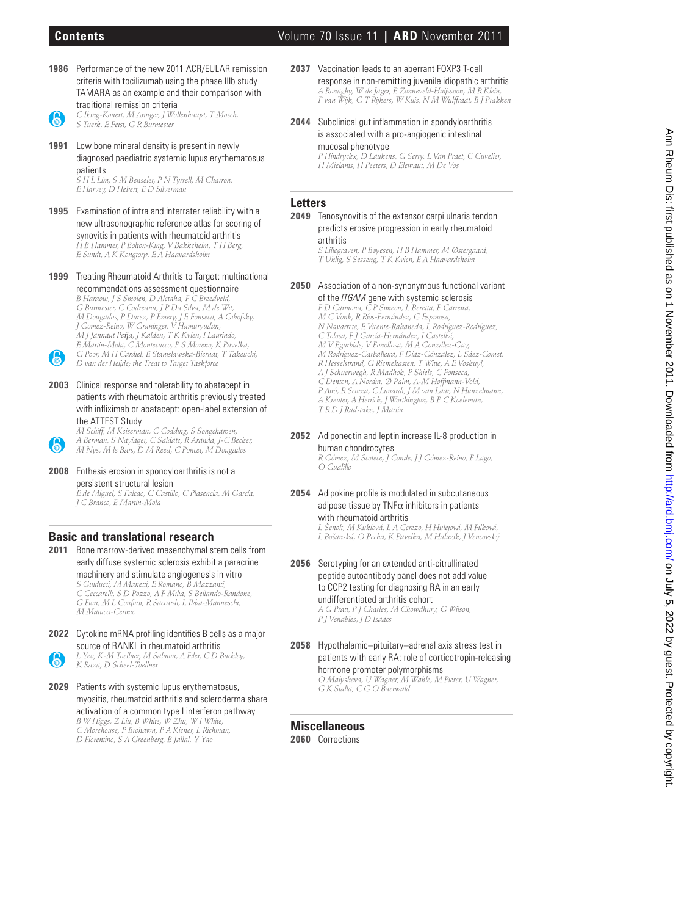## Contents

**1986** Performance of the new 2011 ACR/EULAR remission criteria with tocilizumab using the phase IIIb study TAMARA as an example and their comparison with traditional remission criteria
*C Iking-Konert, M Aringer, J Wollenhaupt, T Mosch, S Tuerk, E Feist, G R Burmester*

**1991** Low bone mineral density is present in newly diagnosed paediatric systemic lupus erythematosus patients
*S H L Lim, S M Benseler, P N Tyrrell, M Charron, E Harvey, D Hebert, E D Silverman*

**1995** Examination of intra and interrater reliability with a new ultrasonographic reference atlas for scoring of synovitis in patients with rheumatoid arthritis
*H B Hammer, P Bolton-King, V Bakkeheim, T H Berg, E Sundt, A K Kongtorp, E A Haavardsholm*

**1999** Treating Rheumatoid Arthritis to Target: multinational recommendations assessment questionnaire
*B Haraoui, J S Smolen, D Aletaha, F C Breedveld, G Burmester, C Codreanu, J P Da Silva, M de Wit, M Dougados, P Durez, P Emery, J E Fonseca, A Gibofsky, J Gomez-Reino, W Graninger, V Hamuryudan, M J Jannaut Peña, J Kalden, T K Kvien, I Laurindo, E Martín-Mola, C Montecucco, P S Moreno, K Pavelka, G Poor, M H Cardiel, E Stanislawska-Biernat, T Takeuchi, D van der Heijde; the Treat to Target Taskforce*

**2003** Clinical response and tolerability to abatacept in patients with rheumatoid arthritis previously treated with infliximab or abatacept: open-label extension of the ATTEST Study
*M Schiff, M Keiserman, C Codding, S Songcharoen, A Berman, S Nayiager, C Saldate, R Aranda, J-C Becker, M Nys, M le Bars, D M Reed, C Poncet, M Dougados*

**2008** Enthesis erosion in spondyloarthritis is not a persistent structural lesion
*E de Miguel, S Falcao, C Castillo, C Plasencia, M García, J C Branco, E Martín-Mola*

## Basic and translational research

**2011** Bone marrow-derived mesenchymal stem cells from early diffuse systemic sclerosis exhibit a paracrine machinery and stimulate angiogenesis in vitro
*S Guiducci, M Manetti, E Romano, B Mazzanti, C Ceccarelli, S D Pozzo, A F Milia, S Bellando-Randone, G Fiori, M L Conforti, R Saccardi, L Ibba-Manneschi, M Matucci-Cerinic*

**2022** Cytokine mRNA profiling identifies B cells as a major source of RANKL in rheumatoid arthritis
*L Yeo, K-M Toellner, M Salmon, A Filer, C D Buckley, K Raza, D Scheel-Toellner*

**2029** Patients with systemic lupus erythematosus, myositis, rheumatoid arthritis and scleroderma share activation of a common type I interferon pathway
*B W Higgs, Z Liu, B White, W Zhu, W I White, C Morehouse, P Brohawn, P A Kiener, L Richman, D Fiorentino, S A Greenberg, B Jallal, Y Yao*

**2037** Vaccination leads to an aberrant FOXP3 T-cell response in non-remitting juvenile idiopathic arthritis
*A Ronaghy, W de Jager, E Zonneveld-Huijssoon, M R Klein, F van Wijk, G T Rijkers, W Kuis, N M Wulffraat, B J Prakken*

**2044** Subclinical gut inflammation in spondyloarthritis is associated with a pro-angiogenic intestinal mucosal phenotype
*P Hindryckx, D Laukens, G Serry, L Van Praet, C Cuvelier, H Mielants, H Peeters, D Elewaut, M De Vos*

## Letters

**2049** Tenosynovitis of the extensor carpi ulnaris tendon predicts erosive progression in early rheumatoid arthritis
*S Lillegraven, P Bøyesen, H B Hammer, M Østergaard, T Uhlig, S Sesseng, T K Kvien, E A Haavardsholm*

**2050** Association of a non-synonymous functional variant of the *ITGAM* gene with systemic sclerosis
*F D Carmona, C P Simeon, L Beretta, P Carreira, M C Vonk, R Ríos-Fernández, G Espinosa, N Navarrete, E Vicente-Rabaneda, L Rodríguez-Rodríguez, C Tolosa, F J García-Hernández, I Castellví, M V Egurbide, V Fonollosa, M A González-Gay, M Rodríguez-Carballeira, F Díaz-Gónzalez, L Sáez-Comet, R Hesselstrand, G Riemekasten, T Witte, A E Voskuyl, A J Schuerwegh, R Madhok, P Shiels, C Fonseca, C Denton, A Nordin, Ø Palm, A-M Hoffmann-Vold, P Airó, R Scorza, C Lunardi, J M van Laar, N Hunzelmann, A Kreuter, A Herrick, J Worthington, B P C Koeleman, T R D J Radstake, J Martín*

**2052** Adiponectin and leptin increase IL-8 production in human chondrocytes
*R Gómez, M Scotece, J Conde, J J Gómez-Reino, F Lago, O Gualillo*

**2054** Adipokine profile is modulated in subcutaneous adipose tissue by TNF$\alpha$ inhibitors in patients with rheumatoid arthritis
*L Šenolt, M Kuklová, L A Cerezo, H Hulejová, M Filková, L Bošanská, O Pecha, K Pavelka, M Haluzík, J Vencovský*

**2056** Serotyping for an extended anti-citrullinated peptide autoantibody panel does not add value to CCP2 testing for diagnosing RA in an early undifferentiated arthritis cohort
*A G Pratt, P J Charles, M Chowdhury, G Wilson, P J Venables, J D Isaacs*

**2058** Hypothalamic–pituitary–adrenal axis stress test in patients with early RA: role of corticotropin-releasing hormone promoter polymorphisms
*O Malysheva, U Wagner, M Wahle, M Pierer, U Wagner, G K Stalla, C G O Baerwald*

## Miscellaneous

**2060** Corrections